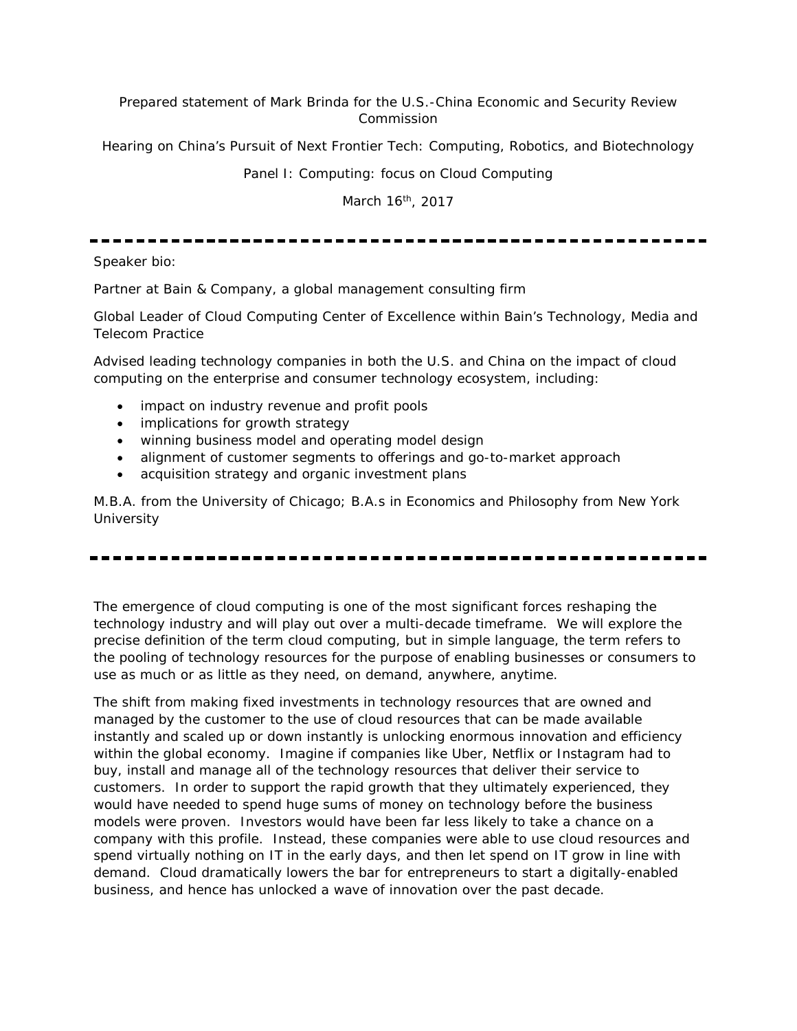Prepared statement of Mark Brinda for the U.S.-China Economic and Security Review Commission

Hearing on China's Pursuit of Next Frontier Tech: Computing, Robotics, and Biotechnology

Panel I: Computing: focus on Cloud Computing

March 16th, 2017

---

Speaker bio:

Partner at Bain & Company, a global management consulting firm

Global Leader of Cloud Computing Center of Excellence within Bain's Technology, Media and Telecom Practice

Advised leading technology companies in both the U.S. and China on the impact of cloud computing on the enterprise and consumer technology ecosystem, including:

- impact on industry revenue and profit pools
- implications for growth strategy
- winning business model and operating model design
- alignment of customer segments to offerings and go-to-market approach
- acquisition strategy and organic investment plans

M.B.A. from the University of Chicago; B.A.s in Economics and Philosophy from New York University

---

The emergence of cloud computing is one of the most significant forces reshaping the technology industry and will play out over a multi-decade timeframe. We will explore the precise definition of the term cloud computing, but in simple language, the term refers to the pooling of technology resources for the purpose of enabling businesses or consumers to use as much or as little as they need, on demand, anywhere, anytime.

The shift from making fixed investments in technology resources that are owned and managed by the customer to the use of cloud resources that can be made available instantly and scaled up or down instantly is unlocking enormous innovation and efficiency within the global economy. Imagine if companies like Uber, Netflix or Instagram had to buy, install and manage all of the technology resources that deliver their service to customers. In order to support the rapid growth that they ultimately experienced, they would have needed to spend huge sums of money on technology before the business models were proven. Investors would have been far less likely to take a chance on a company with this profile. Instead, these companies were able to use cloud resources and spend virtually nothing on IT in the early days, and then let spend on IT grow in line with demand. Cloud dramatically lowers the bar for entrepreneurs to start a digitally-enabled business, and hence has unlocked a wave of innovation over the past decade.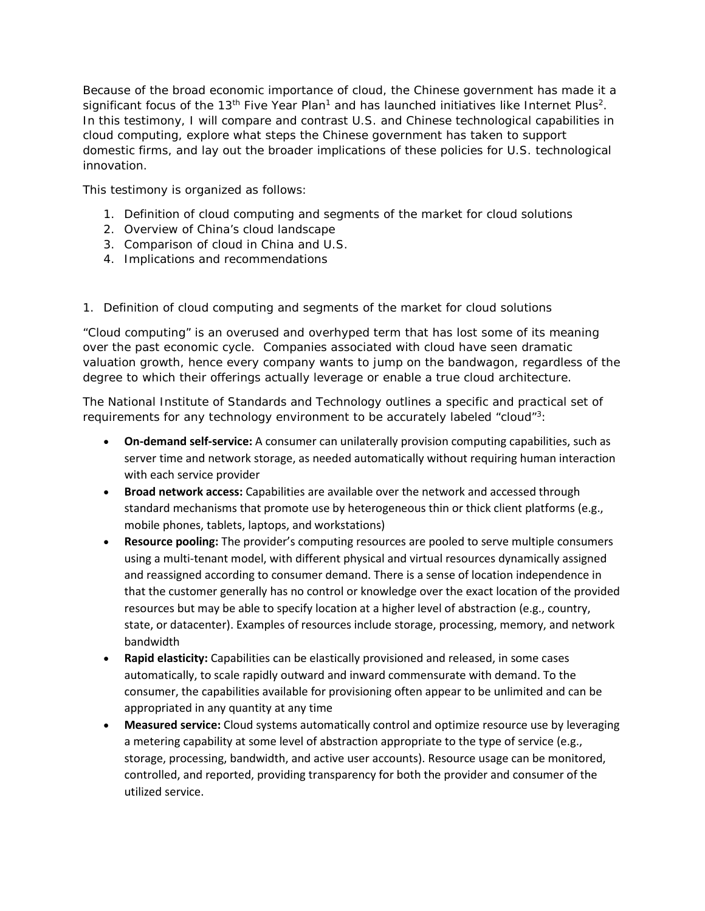Because of the broad economic importance of cloud, the Chinese government has made it a significant focus of the 13th Five Year Plan[1] and has launched initiatives like Internet Plus[2]. In this testimony, I will compare and contrast U.S. and Chinese technological capabilities in cloud computing, explore what steps the Chinese government has taken to support domestic firms, and lay out the broader implications of these policies for U.S. technological innovation.

This testimony is organized as follows:

1. Definition of cloud computing and segments of the market for cloud solutions
2. Overview of China's cloud landscape
3. Comparison of cloud in China and U.S.
4. Implications and recommendations

## 1. Definition of cloud computing and segments of the market for cloud solutions

"Cloud computing" is an overused and overhyped term that has lost some of its meaning over the past economic cycle. Companies associated with cloud have seen dramatic valuation growth, hence every company wants to jump on the bandwagon, regardless of the degree to which their offerings actually leverage or enable a true cloud architecture.

The National Institute of Standards and Technology outlines a specific and practical set of requirements for any technology environment to be accurately labeled "cloud"[3]:

- **On-demand self-service:** A consumer can unilaterally provision computing capabilities, such as server time and network storage, as needed automatically without requiring human interaction with each service provider
- **Broad network access:** Capabilities are available over the network and accessed through standard mechanisms that promote use by heterogeneous thin or thick client platforms (e.g., mobile phones, tablets, laptops, and workstations)
- **Resource pooling:** The provider's computing resources are pooled to serve multiple consumers using a multi-tenant model, with different physical and virtual resources dynamically assigned and reassigned according to consumer demand. There is a sense of location independence in that the customer generally has no control or knowledge over the exact location of the provided resources but may be able to specify location at a higher level of abstraction (e.g., country, state, or datacenter). Examples of resources include storage, processing, memory, and network bandwidth
- **Rapid elasticity:** Capabilities can be elastically provisioned and released, in some cases automatically, to scale rapidly outward and inward commensurate with demand. To the consumer, the capabilities available for provisioning often appear to be unlimited and can be appropriated in any quantity at any time
- **Measured service:** Cloud systems automatically control and optimize resource use by leveraging a metering capability at some level of abstraction appropriate to the type of service (e.g., storage, processing, bandwidth, and active user accounts). Resource usage can be monitored, controlled, and reported, providing transparency for both the provider and consumer of the utilized service.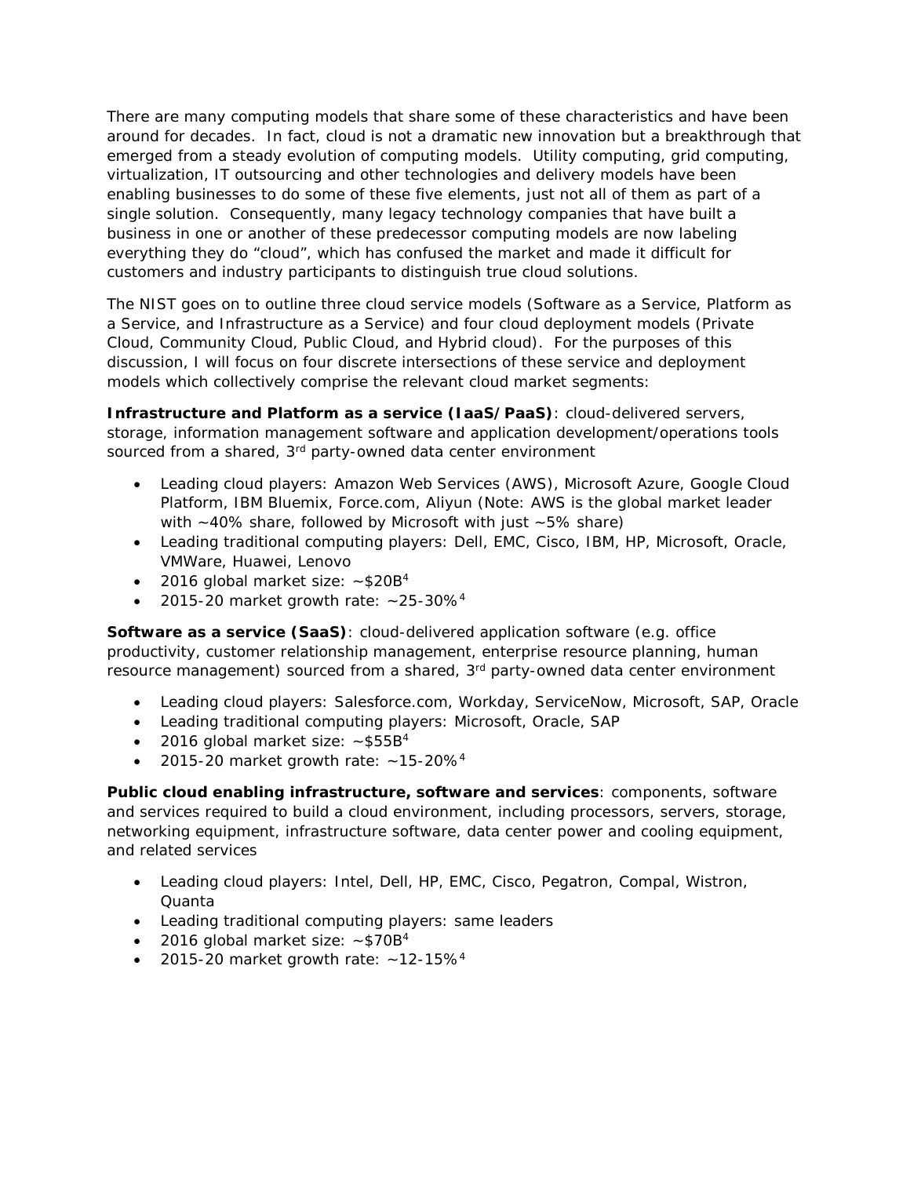There are many computing models that share some of these characteristics and have been around for decades. In fact, cloud is not a dramatic new innovation but a breakthrough that emerged from a steady evolution of computing models. Utility computing, grid computing, virtualization, IT outsourcing and other technologies and delivery models have been enabling businesses to do some of these five elements, just not all of them as part of a single solution. Consequently, many legacy technology companies that have built a business in one or another of these predecessor computing models are now labeling everything they do "cloud", which has confused the market and made it difficult for customers and industry participants to distinguish true cloud solutions.

The NIST goes on to outline three cloud service models (Software as a Service, Platform as a Service, and Infrastructure as a Service) and four cloud deployment models (Private Cloud, Community Cloud, Public Cloud, and Hybrid cloud). For the purposes of this discussion, I will focus on four discrete intersections of these service and deployment models which collectively comprise the relevant cloud market segments:

**Infrastructure and Platform as a service (IaaS/PaaS)**: cloud-delivered servers, storage, information management software and application development/operations tools sourced from a shared, 3rd party-owned data center environment

- Leading cloud players: Amazon Web Services (AWS), Microsoft Azure, Google Cloud Platform, IBM Bluemix, Force.com, Aliyun (Note: AWS is the global market leader with ~40% share, followed by Microsoft with just ~5% share)
- Leading traditional computing players: Dell, EMC, Cisco, IBM, HP, Microsoft, Oracle, VMWare, Huawei, Lenovo
- 2016 global market size: ~$20B[4]
- 2015-20 market growth rate: ~25-30%[4]

**Software as a service (SaaS)**: cloud-delivered application software (e.g. office productivity, customer relationship management, enterprise resource planning, human resource management) sourced from a shared, 3rd party-owned data center environment

- Leading cloud players: Salesforce.com, Workday, ServiceNow, Microsoft, SAP, Oracle
- Leading traditional computing players: Microsoft, Oracle, SAP
- 2016 global market size: ~$55B[4]
- 2015-20 market growth rate: ~15-20%[4]

**Public cloud enabling infrastructure, software and services**: components, software and services required to build a cloud environment, including processors, servers, storage, networking equipment, infrastructure software, data center power and cooling equipment, and related services

- Leading cloud players: Intel, Dell, HP, EMC, Cisco, Pegatron, Compal, Wistron, Quanta
- Leading traditional computing players: same leaders
- 2016 global market size: ~$70B[4]
- 2015-20 market growth rate: ~12-15%[4]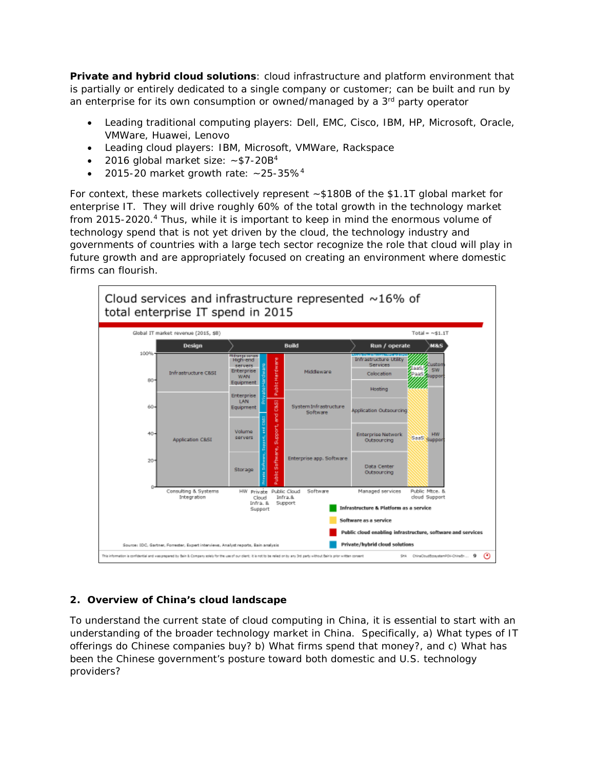**Private and hybrid cloud solutions**: cloud infrastructure and platform environment that is partially or entirely dedicated to a single company or customer; can be built and run by an enterprise for its own consumption or owned/managed by a 3rd party operator

- Leading traditional computing players: Dell, EMC, Cisco, IBM, HP, Microsoft, Oracle, VMWare, Huawei, Lenovo
- Leading cloud players: IBM, Microsoft, VMWare, Rackspace
- 2016 global market size: ~$7-20B[4]
- 2015-20 market growth rate: ~25-35%[4]

For context, these markets collectively represent ~$180B of the $1.1T global market for enterprise IT. They will drive roughly 60% of the total growth in the technology market from 2015-2020.[4] Thus, while it is important to keep in mind the enormous volume of technology spend that is not yet driven by the cloud, the technology industry and governments of countries with a large tech sector recognize the role that cloud will play in future growth and are appropriately focused on creating an environment where domestic firms can flourish.

**Cloud services and infrastructure represented ~16% of total enterprise IT spend in 2015**

Global IT market revenue (2015, $B) — Total = ~$1.1T

Legend: Infrastructure & Platform as a service; Software as a service; Public cloud enabling infrastructure, software and services; Private/hybrid cloud solutions

Source: IDC, Gartner, Forrester, Expert interviews, Analyst reports, Bain analysis

## 2. Overview of China's cloud landscape

To understand the current state of cloud computing in China, it is essential to start with an understanding of the broader technology market in China. Specifically, a) What types of IT offerings do Chinese companies buy? b) What firms spend that money?, and c) What has been the Chinese government's posture toward both domestic and U.S. technology providers?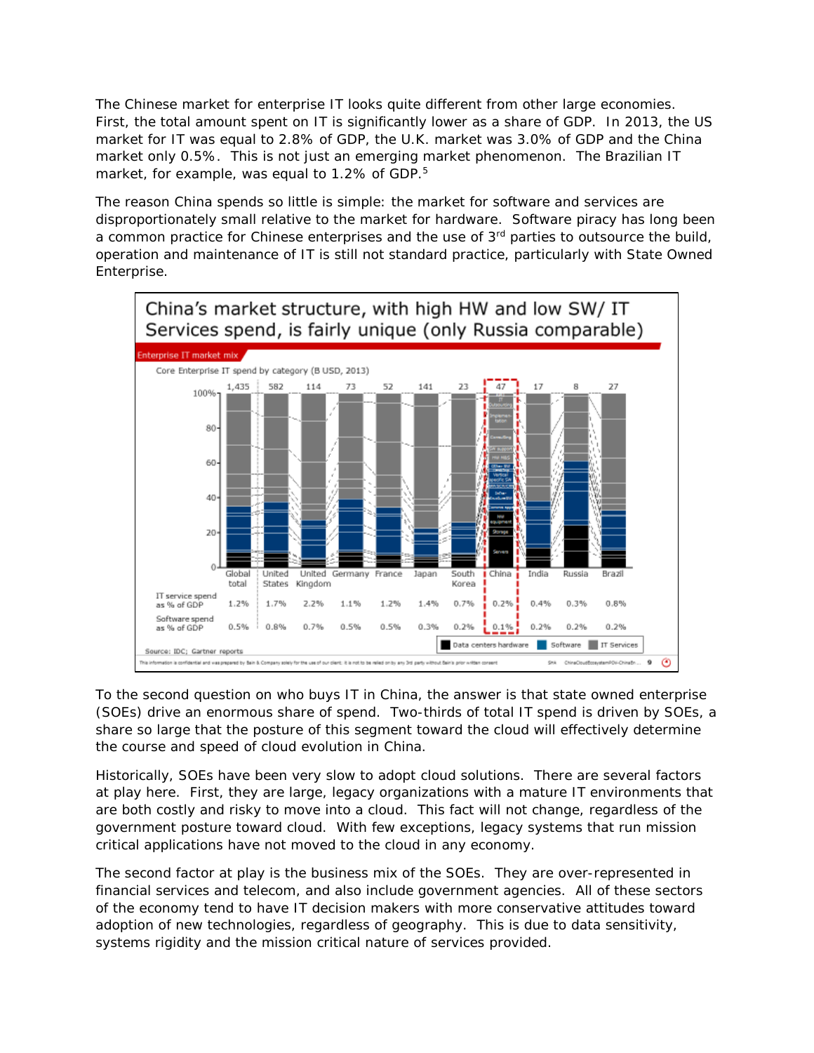The Chinese market for enterprise IT looks quite different from other large economies. First, the total amount spent on IT is significantly lower as a share of GDP. In 2013, the US market for IT was equal to 2.8% of GDP, the U.K. market was 3.0% of GDP and the China market only 0.5%. This is not just an emerging market phenomenon. The Brazilian IT market, for example, was equal to 1.2% of GDP.[5]

The reason China spends so little is simple: the market for software and services are disproportionately small relative to the market for hardware. Software piracy has long been a common practice for Chinese enterprises and the use of 3rd parties to outsource the build, operation and maintenance of IT is still not standard practice, particularly with State Owned Enterprise.

**China's market structure, with high HW and low SW/ IT Services spend, is fairly unique (only Russia comparable)**

Enterprise IT market mix

Core Enterprise IT spend by category (B USD, 2013)

| | Global total | United States | United Kingdom | Germany | France | Japan | South Korea | China | India | Russia | Brazil |
|---|---|---|---|---|---|---|---|---|---|---|---|
| Total (B USD) | 1,435 | 582 | 114 | 73 | 52 | 141 | 23 | 47 | 17 | 8 | 27 |
| IT service spend as % of GDP | 1.2% | 1.7% | 2.2% | 1.1% | 1.2% | 1.4% | 0.7% | 0.2% | 0.4% | 0.3% | 0.8% |
| Software spend as % of GDP | 0.5% | 0.8% | 0.7% | 0.5% | 0.5% | 0.3% | 0.2% | 0.1% | 0.2% | 0.2% | 0.2% |

Legend: Data centers hardware; Software; IT Services

Source: IDC; Gartner reports

To the second question on who buys IT in China, the answer is that state owned enterprise (SOEs) drive an enormous share of spend. Two-thirds of total IT spend is driven by SOEs, a share so large that the posture of this segment toward the cloud will effectively determine the course and speed of cloud evolution in China.

Historically, SOEs have been very slow to adopt cloud solutions. There are several factors at play here. First, they are large, legacy organizations with a mature IT environments that are both costly and risky to move into a cloud. This fact will not change, regardless of the government posture toward cloud. With few exceptions, legacy systems that run mission critical applications have not moved to the cloud in any economy.

The second factor at play is the business mix of the SOEs. They are over-represented in financial services and telecom, and also include government agencies. All of these sectors of the economy tend to have IT decision makers with more conservative attitudes toward adoption of new technologies, regardless of geography. This is due to data sensitivity, systems rigidity and the mission critical nature of services provided.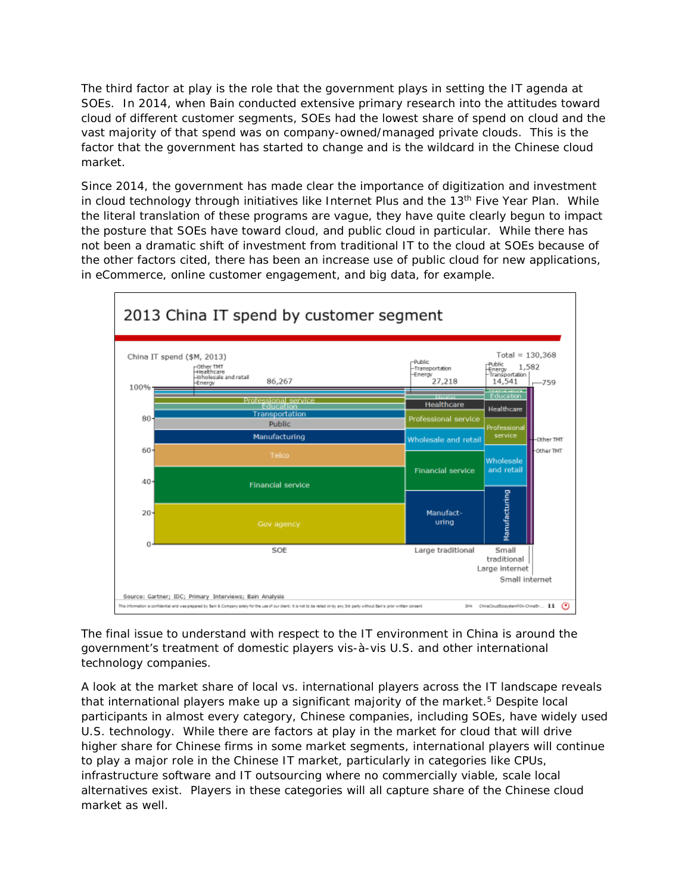The third factor at play is the role that the government plays in setting the IT agenda at SOEs. In 2014, when Bain conducted extensive primary research into the attitudes toward cloud of different customer segments, SOEs had the lowest share of spend on cloud and the vast majority of that spend was on company-owned/managed private clouds. This is the factor that the government has started to change and is the wildcard in the Chinese cloud market.

Since 2014, the government has made clear the importance of digitization and investment in cloud technology through initiatives like Internet Plus and the 13th Five Year Plan. While the literal translation of these programs are vague, they have quite clearly begun to impact the posture that SOEs have toward cloud, and public cloud in particular. While there has not been a dramatic shift of investment from traditional IT to the cloud at SOEs because of the other factors cited, there has been an increase use of public cloud for new applications, in eCommerce, online customer engagement, and big data, for example.

**2013 China IT spend by customer segment**

China IT spend ($M, 2013) — Total = 130,368

| Segment | Spend ($M) |
|---|---|
| SOE | 86,267 |
| Large traditional | 27,218 |
| Small traditional | 14,541 |
| Large internet | 1,582 |
| Small internet | 759 |

Source: Gartner; IDC; Primary Interviews; Bain Analysis

The final issue to understand with respect to the IT environment in China is around the government's treatment of domestic players vis-à-vis U.S. and other international technology companies.

A look at the market share of local vs. international players across the IT landscape reveals that international players make up a significant majority of the market.[5] Despite local participants in almost every category, Chinese companies, including SOEs, have widely used U.S. technology. While there are factors at play in the market for cloud that will drive higher share for Chinese firms in some market segments, international players will continue to play a major role in the Chinese IT market, particularly in categories like CPUs, infrastructure software and IT outsourcing where no commercially viable, scale local alternatives exist. Players in these categories will all capture share of the Chinese cloud market as well.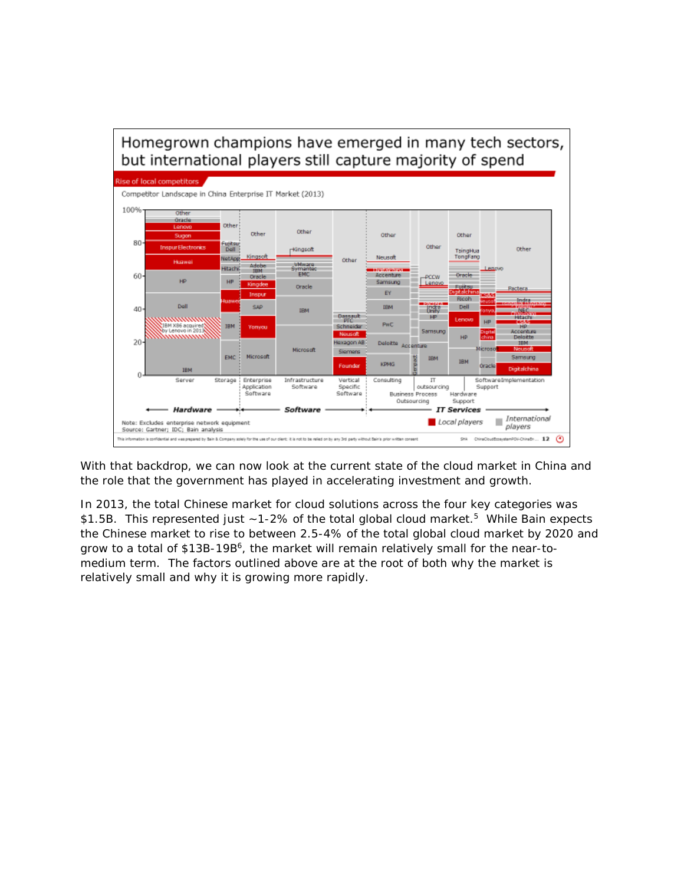## Homegrown champions have emerged in many tech sectors, but international players still capture majority of spend

Rise of local competitors

Competitor Landscape in China Enterprise IT Market (2013)

Note: Excludes enterprise network equipment
Source: Gartner; IDC; Bain analysis

With that backdrop, we can now look at the current state of the cloud market in China and the role that the government has played in accelerating investment and growth.

In 2013, the total Chinese market for cloud solutions across the four key categories was \$1.5B. This represented just ~1-2% of the total global cloud market.[5] While Bain expects the Chinese market to rise to between 2.5-4% of the total global cloud market by 2020 and grow to a total of \$13B-19B[6], the market will remain relatively small for the near-to-medium term. The factors outlined above are at the root of both why the market is relatively small and why it is growing more rapidly.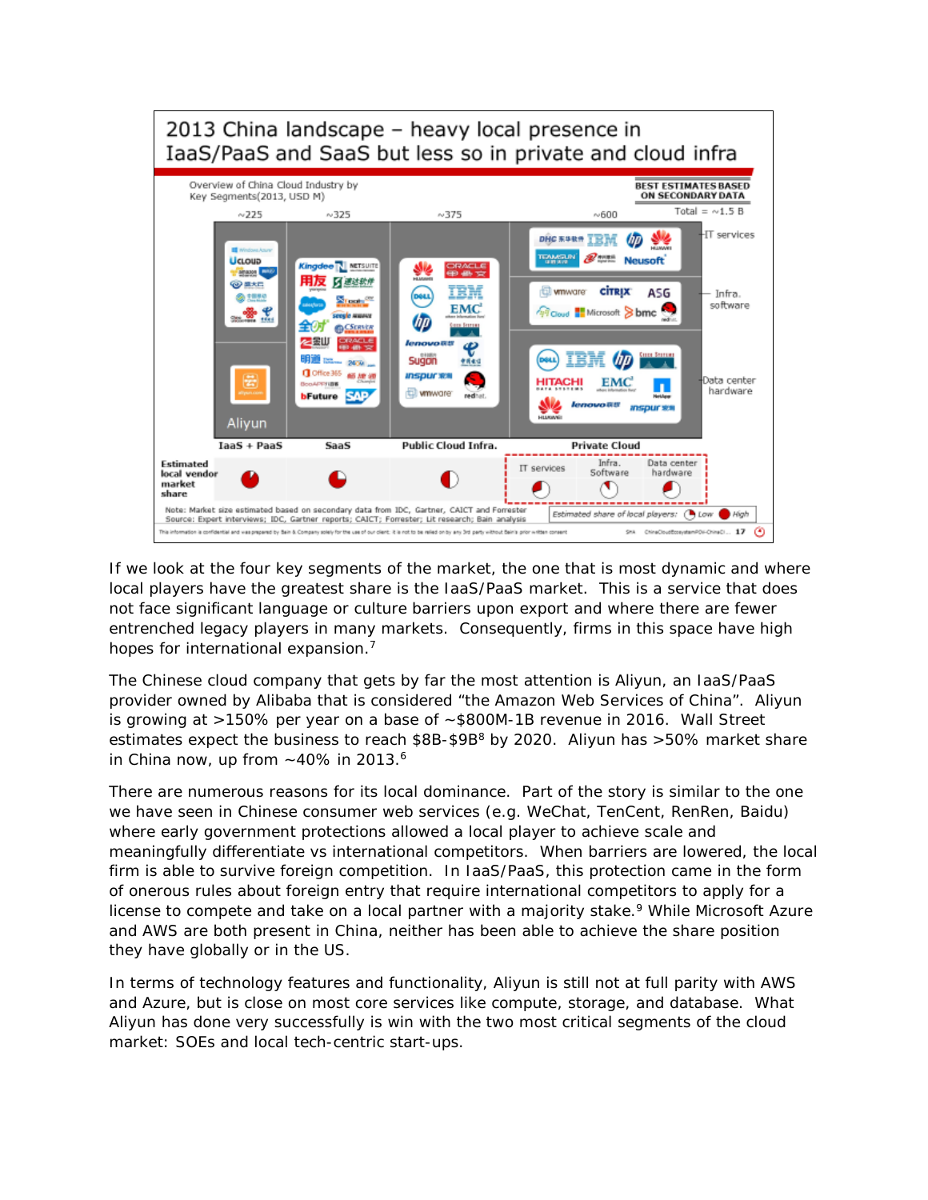**2013 China landscape – heavy local presence in IaaS/PaaS and SaaS but less so in private and cloud infra**

Overview of China Cloud Industry by Key Segments(2013, USD M)

BEST ESTIMATES BASED ON SECONDARY DATA

Total = ~1.5 B

| | IaaS + PaaS | SaaS | Public Cloud Infra. | Private Cloud |
|---|---|---|---|---|
| Market size (USD M) | ~225 | ~325 | ~375 | ~600 |

Private Cloud segments: IT services; Infra. software; Data center hardware

Estimated local vendor market share

Note: Market size estimated based on secondary data from IDC, Gartner, CAICT and Forrester
Source: Expert interviews; IDC, Gartner reports; CAICT; Forrester; Lit research; Bain analysis

Estimated share of local players: Low – High

If we look at the four key segments of the market, the one that is most dynamic and where local players have the greatest share is the IaaS/PaaS market. This is a service that does not face significant language or culture barriers upon export and where there are fewer entrenched legacy players in many markets. Consequently, firms in this space have high hopes for international expansion.[7]

The Chinese cloud company that gets by far the most attention is Aliyun, an IaaS/PaaS provider owned by Alibaba that is considered "the Amazon Web Services of China". Aliyun is growing at >150% per year on a base of ~$800M-1B revenue in 2016. Wall Street estimates expect the business to reach $8B-$9B[8] by 2020. Aliyun has >50% market share in China now, up from ~40% in 2013.[6]

There are numerous reasons for its local dominance. Part of the story is similar to the one we have seen in Chinese consumer web services (e.g. WeChat, TenCent, RenRen, Baidu) where early government protections allowed a local player to achieve scale and meaningfully differentiate vs international competitors. When barriers are lowered, the local firm is able to survive foreign competition. In IaaS/PaaS, this protection came in the form of onerous rules about foreign entry that require international competitors to apply for a license to compete and take on a local partner with a majority stake.[9] While Microsoft Azure and AWS are both present in China, neither has been able to achieve the share position they have globally or in the US.

In terms of technology features and functionality, Aliyun is still not at full parity with AWS and Azure, but is close on most core services like compute, storage, and database. What Aliyun has done very successfully is win with the two most critical segments of the cloud market: SOEs and local tech-centric start-ups.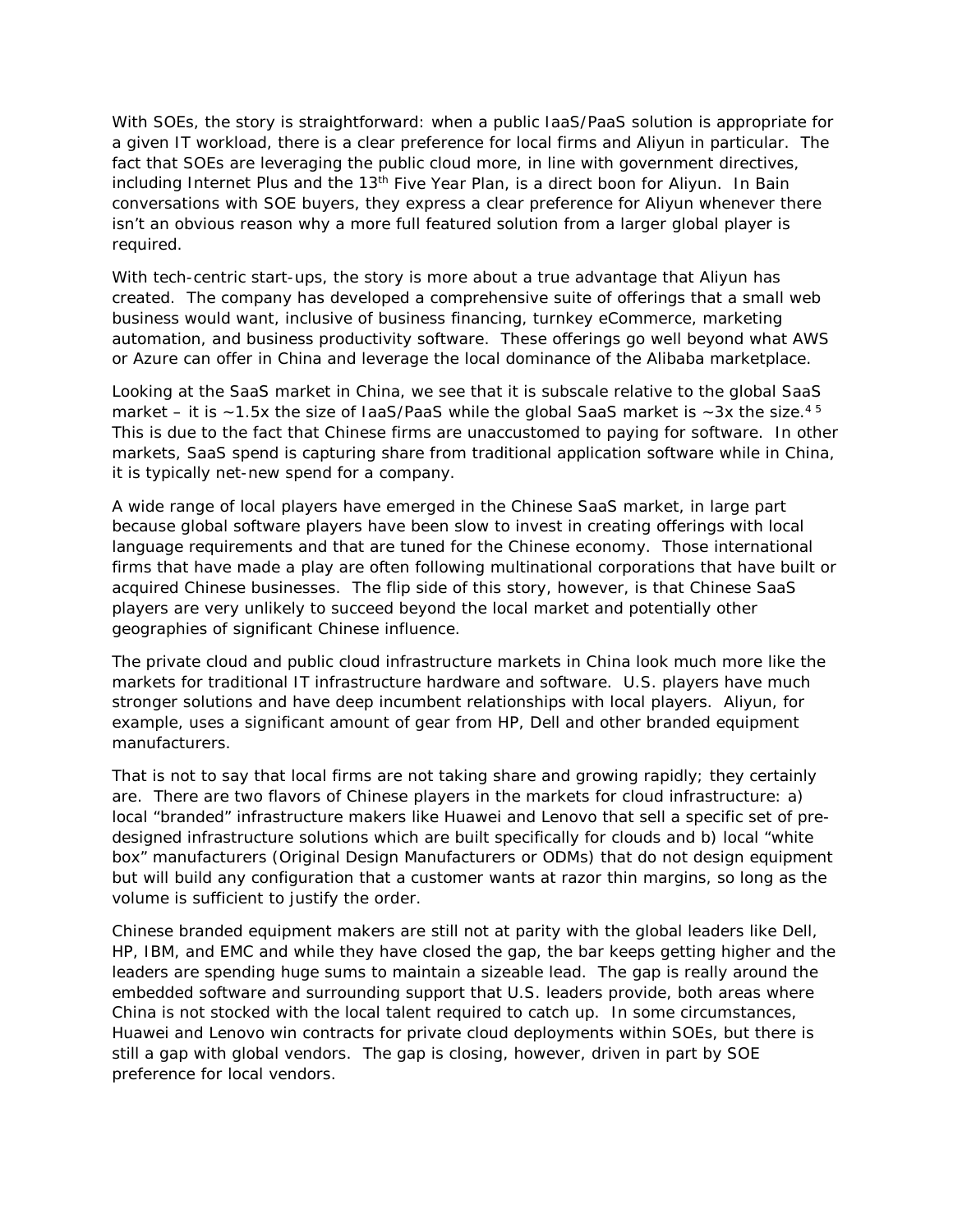With SOEs, the story is straightforward: when a public IaaS/PaaS solution is appropriate for a given IT workload, there is a clear preference for local firms and Aliyun in particular. The fact that SOEs are leveraging the public cloud more, in line with government directives, including Internet Plus and the 13th Five Year Plan, is a direct boon for Aliyun. In Bain conversations with SOE buyers, they express a clear preference for Aliyun whenever there isn't an obvious reason why a more full featured solution from a larger global player is required.

With tech-centric start-ups, the story is more about a true advantage that Aliyun has created. The company has developed a comprehensive suite of offerings that a small web business would want, inclusive of business financing, turnkey eCommerce, marketing automation, and business productivity software. These offerings go well beyond what AWS or Azure can offer in China and leverage the local dominance of the Alibaba marketplace.

Looking at the SaaS market in China, we see that it is subscale relative to the global SaaS market – it is ~1.5x the size of IaaS/PaaS while the global SaaS market is ~3x the size.[4] [5] This is due to the fact that Chinese firms are unaccustomed to paying for software. In other markets, SaaS spend is capturing share from traditional application software while in China, it is typically net-new spend for a company.

A wide range of local players have emerged in the Chinese SaaS market, in large part because global software players have been slow to invest in creating offerings with local language requirements and that are tuned for the Chinese economy. Those international firms that have made a play are often following multinational corporations that have built or acquired Chinese businesses. The flip side of this story, however, is that Chinese SaaS players are very unlikely to succeed beyond the local market and potentially other geographies of significant Chinese influence.

The private cloud and public cloud infrastructure markets in China look much more like the markets for traditional IT infrastructure hardware and software. U.S. players have much stronger solutions and have deep incumbent relationships with local players. Aliyun, for example, uses a significant amount of gear from HP, Dell and other branded equipment manufacturers.

That is not to say that local firms are not taking share and growing rapidly; they certainly are. There are two flavors of Chinese players in the markets for cloud infrastructure: a) local "branded" infrastructure makers like Huawei and Lenovo that sell a specific set of pre-designed infrastructure solutions which are built specifically for clouds and b) local "white box" manufacturers (Original Design Manufacturers or ODMs) that do not design equipment but will build any configuration that a customer wants at razor thin margins, so long as the volume is sufficient to justify the order.

Chinese branded equipment makers are still not at parity with the global leaders like Dell, HP, IBM, and EMC and while they have closed the gap, the bar keeps getting higher and the leaders are spending huge sums to maintain a sizeable lead. The gap is really around the embedded software and surrounding support that U.S. leaders provide, both areas where China is not stocked with the local talent required to catch up. In some circumstances, Huawei and Lenovo win contracts for private cloud deployments within SOEs, but there is still a gap with global vendors. The gap is closing, however, driven in part by SOE preference for local vendors.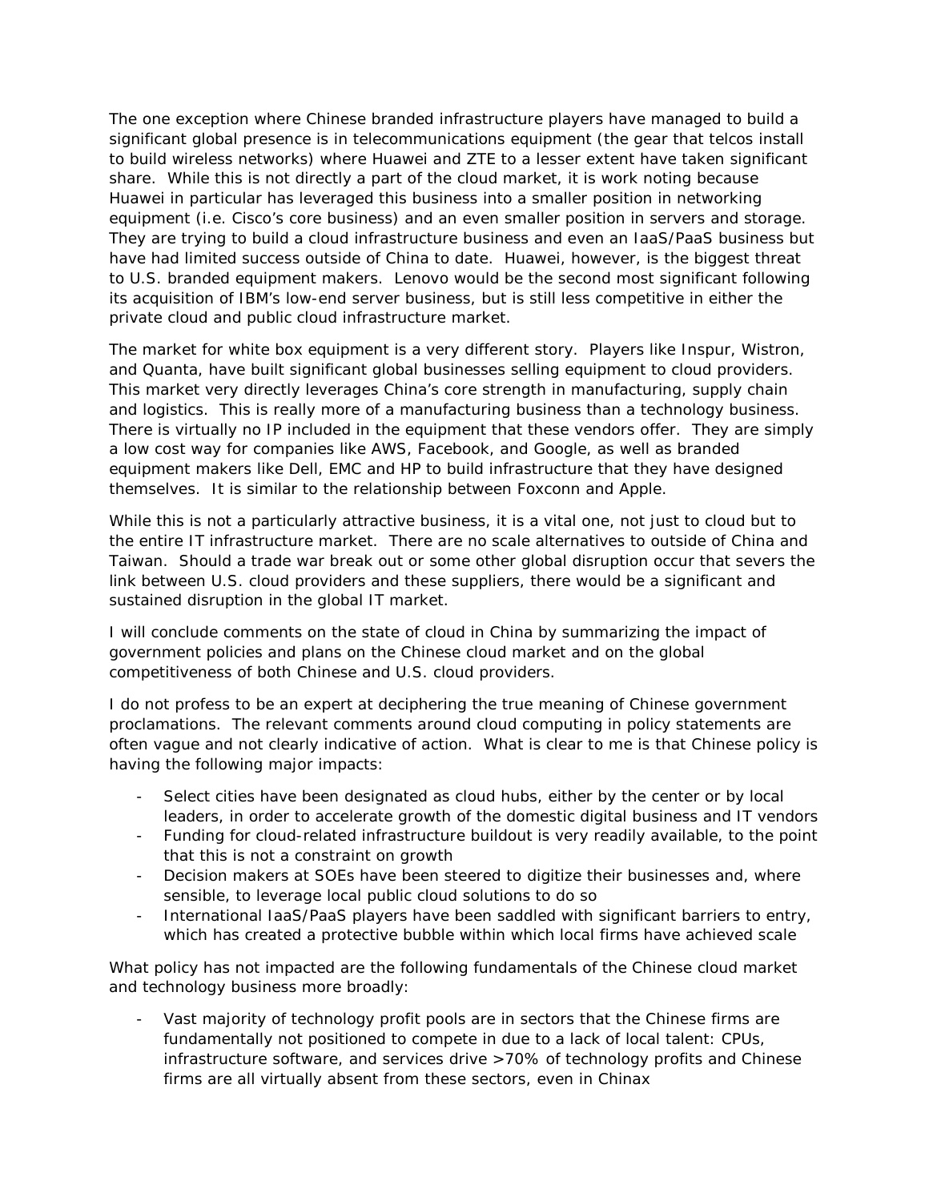The one exception where Chinese branded infrastructure players have managed to build a significant global presence is in telecommunications equipment (the gear that telcos install to build wireless networks) where Huawei and ZTE to a lesser extent have taken significant share. While this is not directly a part of the cloud market, it is work noting because Huawei in particular has leveraged this business into a smaller position in networking equipment (i.e. Cisco's core business) and an even smaller position in servers and storage. They are trying to build a cloud infrastructure business and even an IaaS/PaaS business but have had limited success outside of China to date. Huawei, however, is the biggest threat to U.S. branded equipment makers. Lenovo would be the second most significant following its acquisition of IBM's low-end server business, but is still less competitive in either the private cloud and public cloud infrastructure market.

The market for white box equipment is a very different story. Players like Inspur, Wistron, and Quanta, have built significant global businesses selling equipment to cloud providers. This market very directly leverages China's core strength in manufacturing, supply chain and logistics. This is really more of a manufacturing business than a technology business. There is virtually no IP included in the equipment that these vendors offer. They are simply a low cost way for companies like AWS, Facebook, and Google, as well as branded equipment makers like Dell, EMC and HP to build infrastructure that they have designed themselves. It is similar to the relationship between Foxconn and Apple.

While this is not a particularly attractive business, it is a vital one, not just to cloud but to the entire IT infrastructure market. There are no scale alternatives to outside of China and Taiwan. Should a trade war break out or some other global disruption occur that severs the link between U.S. cloud providers and these suppliers, there would be a significant and sustained disruption in the global IT market.

I will conclude comments on the state of cloud in China by summarizing the impact of government policies and plans on the Chinese cloud market and on the global competitiveness of both Chinese and U.S. cloud providers.

I do not profess to be an expert at deciphering the true meaning of Chinese government proclamations. The relevant comments around cloud computing in policy statements are often vague and not clearly indicative of action. What is clear to me is that Chinese policy is having the following major impacts:

- Select cities have been designated as cloud hubs, either by the center or by local leaders, in order to accelerate growth of the domestic digital business and IT vendors
- Funding for cloud-related infrastructure buildout is very readily available, to the point that this is not a constraint on growth
- Decision makers at SOEs have been steered to digitize their businesses and, where sensible, to leverage local public cloud solutions to do so
- International IaaS/PaaS players have been saddled with significant barriers to entry, which has created a protective bubble within which local firms have achieved scale

What policy has not impacted are the following fundamentals of the Chinese cloud market and technology business more broadly:

- Vast majority of technology profit pools are in sectors that the Chinese firms are fundamentally not positioned to compete in due to a lack of local talent: CPUs, infrastructure software, and services drive >70% of technology profits and Chinese firms are all virtually absent from these sectors, even in Chinax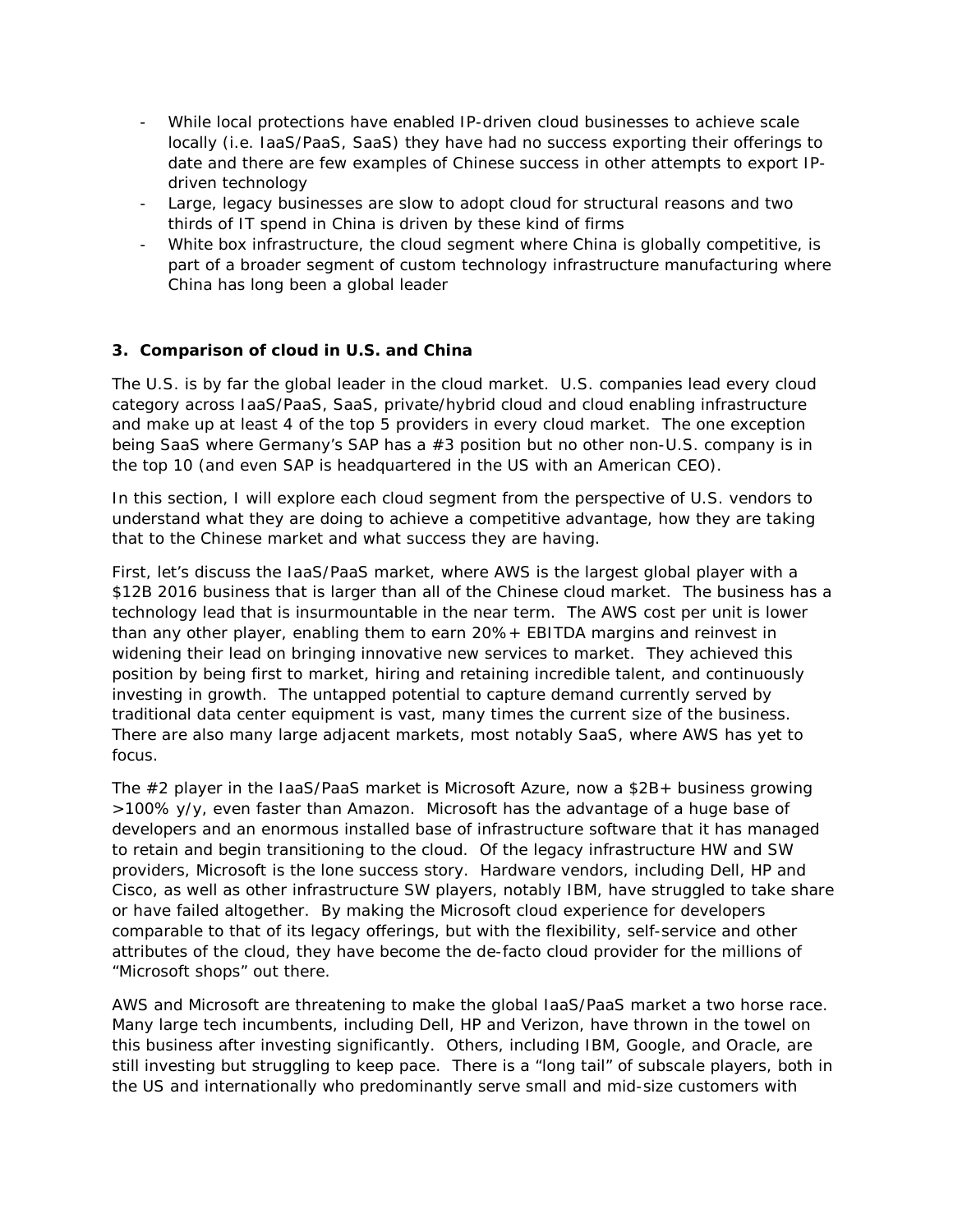- While local protections have enabled IP-driven cloud businesses to achieve scale locally (i.e. IaaS/PaaS, SaaS) they have had no success exporting their offerings to date and there are few examples of Chinese success in other attempts to export IP-driven technology
- Large, legacy businesses are slow to adopt cloud for structural reasons and two thirds of IT spend in China is driven by these kind of firms
- White box infrastructure, the cloud segment where China is globally competitive, is part of a broader segment of custom technology infrastructure manufacturing where China has long been a global leader

### 3. Comparison of cloud in U.S. and China

The U.S. is by far the global leader in the cloud market. U.S. companies lead every cloud category across IaaS/PaaS, SaaS, private/hybrid cloud and cloud enabling infrastructure and make up at least 4 of the top 5 providers in every cloud market. The one exception being SaaS where Germany's SAP has a #3 position but no other non-U.S. company is in the top 10 (and even SAP is headquartered in the US with an American CEO).

In this section, I will explore each cloud segment from the perspective of U.S. vendors to understand what they are doing to achieve a competitive advantage, how they are taking that to the Chinese market and what success they are having.

First, let's discuss the IaaS/PaaS market, where AWS is the largest global player with a $12B 2016 business that is larger than all of the Chinese cloud market. The business has a technology lead that is insurmountable in the near term. The AWS cost per unit is lower than any other player, enabling them to earn 20%+ EBITDA margins and reinvest in widening their lead on bringing innovative new services to market. They achieved this position by being first to market, hiring and retaining incredible talent, and continuously investing in growth. The untapped potential to capture demand currently served by traditional data center equipment is vast, many times the current size of the business. There are also many large adjacent markets, most notably SaaS, where AWS has yet to focus.

The #2 player in the IaaS/PaaS market is Microsoft Azure, now a $2B+ business growing >100% y/y, even faster than Amazon. Microsoft has the advantage of a huge base of developers and an enormous installed base of infrastructure software that it has managed to retain and begin transitioning to the cloud. Of the legacy infrastructure HW and SW providers, Microsoft is the lone success story. Hardware vendors, including Dell, HP and Cisco, as well as other infrastructure SW players, notably IBM, have struggled to take share or have failed altogether. By making the Microsoft cloud experience for developers comparable to that of its legacy offerings, but with the flexibility, self-service and other attributes of the cloud, they have become the de-facto cloud provider for the millions of "Microsoft shops" out there.

AWS and Microsoft are threatening to make the global IaaS/PaaS market a two horse race. Many large tech incumbents, including Dell, HP and Verizon, have thrown in the towel on this business after investing significantly. Others, including IBM, Google, and Oracle, are still investing but struggling to keep pace. There is a "long tail" of subscale players, both in the US and internationally who predominantly serve small and mid-size customers with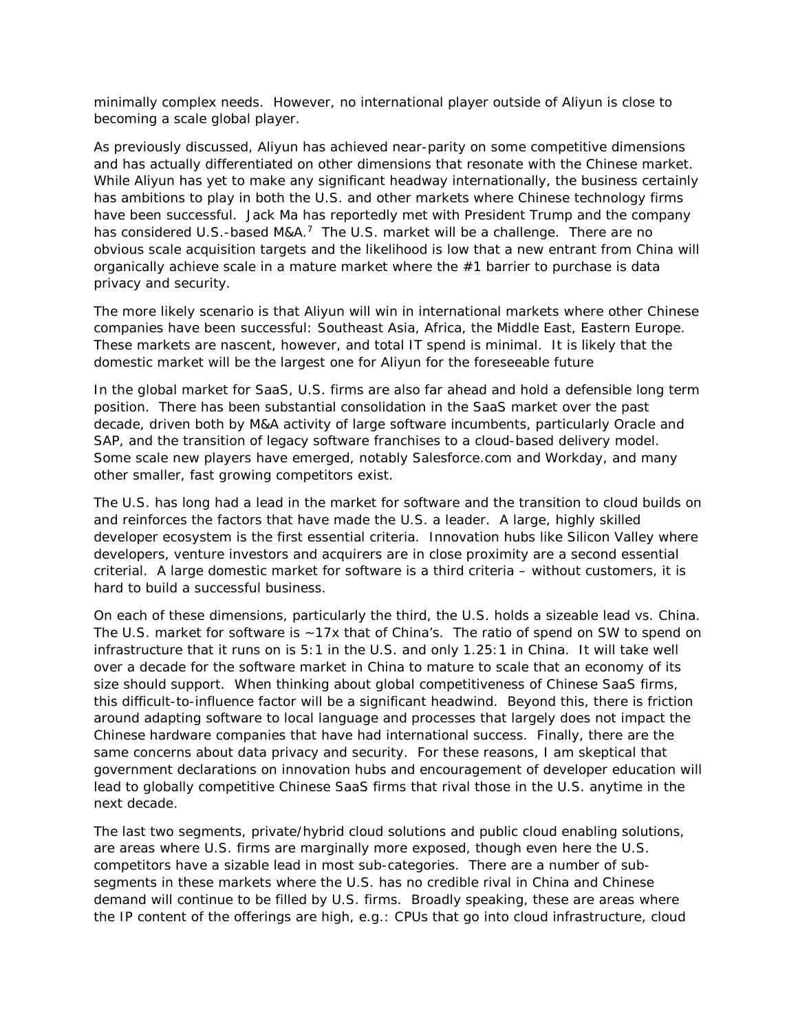minimally complex needs. However, no international player outside of Aliyun is close to becoming a scale global player.

As previously discussed, Aliyun has achieved near-parity on some competitive dimensions and has actually differentiated on other dimensions that resonate with the Chinese market. While Aliyun has yet to make any significant headway internationally, the business certainly has ambitions to play in both the U.S. and other markets where Chinese technology firms have been successful. Jack Ma has reportedly met with President Trump and the company has considered U.S.-based M&A.[7] The U.S. market will be a challenge. There are no obvious scale acquisition targets and the likelihood is low that a new entrant from China will organically achieve scale in a mature market where the #1 barrier to purchase is data privacy and security.

The more likely scenario is that Aliyun will win in international markets where other Chinese companies have been successful: Southeast Asia, Africa, the Middle East, Eastern Europe. These markets are nascent, however, and total IT spend is minimal. It is likely that the domestic market will be the largest one for Aliyun for the foreseeable future

In the global market for SaaS, U.S. firms are also far ahead and hold a defensible long term position. There has been substantial consolidation in the SaaS market over the past decade, driven both by M&A activity of large software incumbents, particularly Oracle and SAP, and the transition of legacy software franchises to a cloud-based delivery model. Some scale new players have emerged, notably Salesforce.com and Workday, and many other smaller, fast growing competitors exist.

The U.S. has long had a lead in the market for software and the transition to cloud builds on and reinforces the factors that have made the U.S. a leader. A large, highly skilled developer ecosystem is the first essential criteria. Innovation hubs like Silicon Valley where developers, venture investors and acquirers are in close proximity are a second essential criterial. A large domestic market for software is a third criteria – without customers, it is hard to build a successful business.

On each of these dimensions, particularly the third, the U.S. holds a sizeable lead vs. China. The U.S. market for software is ~17x that of China's. The ratio of spend on SW to spend on infrastructure that it runs on is 5:1 in the U.S. and only 1.25:1 in China. It will take well over a decade for the software market in China to mature to scale that an economy of its size should support. When thinking about global competitiveness of Chinese SaaS firms, this difficult-to-influence factor will be a significant headwind. Beyond this, there is friction around adapting software to local language and processes that largely does not impact the Chinese hardware companies that have had international success. Finally, there are the same concerns about data privacy and security. For these reasons, I am skeptical that government declarations on innovation hubs and encouragement of developer education will lead to globally competitive Chinese SaaS firms that rival those in the U.S. anytime in the next decade.

The last two segments, private/hybrid cloud solutions and public cloud enabling solutions, are areas where U.S. firms are marginally more exposed, though even here the U.S. competitors have a sizable lead in most sub-categories. There are a number of sub-segments in these markets where the U.S. has no credible rival in China and Chinese demand will continue to be filled by U.S. firms. Broadly speaking, these are areas where the IP content of the offerings are high, e.g.: CPUs that go into cloud infrastructure, cloud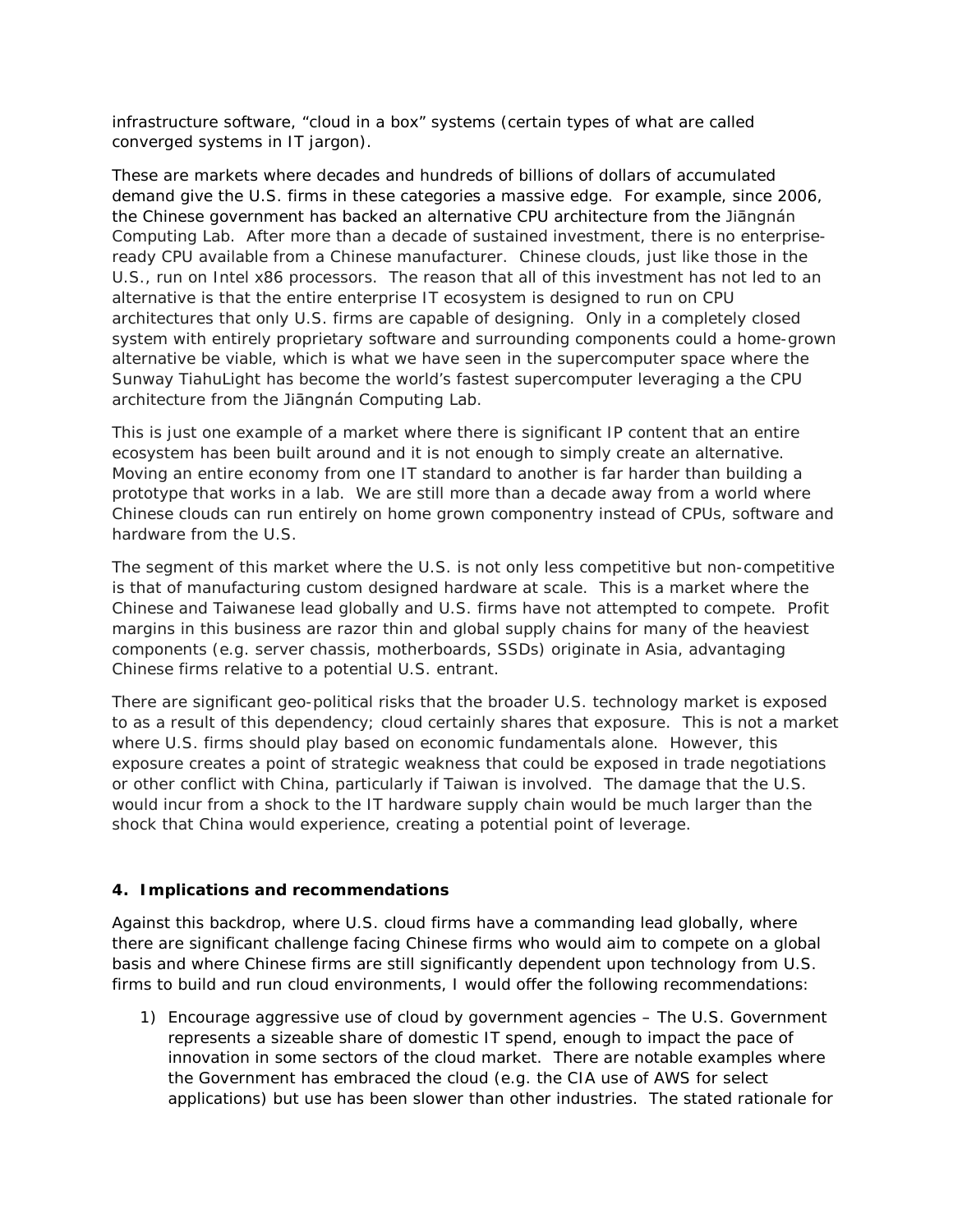infrastructure software, "cloud in a box" systems (certain types of what are called converged systems in IT jargon).

These are markets where decades and hundreds of billions of dollars of accumulated demand give the U.S. firms in these categories a massive edge. For example, since 2006, the Chinese government has backed an alternative CPU architecture from the Jiāngnán Computing Lab. After more than a decade of sustained investment, there is no enterprise-ready CPU available from a Chinese manufacturer. Chinese clouds, just like those in the U.S., run on Intel x86 processors. The reason that all of this investment has not led to an alternative is that the entire enterprise IT ecosystem is designed to run on CPU architectures that only U.S. firms are capable of designing. Only in a completely closed system with entirely proprietary software and surrounding components could a home-grown alternative be viable, which is what we have seen in the supercomputer space where the Sunway TiahuLight has become the world's fastest supercomputer leveraging a the CPU architecture from the Jiāngnán Computing Lab.

This is just one example of a market where there is significant IP content that an entire ecosystem has been built around and it is not enough to simply create an alternative. Moving an entire economy from one IT standard to another is far harder than building a prototype that works in a lab. We are still more than a decade away from a world where Chinese clouds can run entirely on home grown componentry instead of CPUs, software and hardware from the U.S.

The segment of this market where the U.S. is not only less competitive but non-competitive is that of manufacturing custom designed hardware at scale. This is a market where the Chinese and Taiwanese lead globally and U.S. firms have not attempted to compete. Profit margins in this business are razor thin and global supply chains for many of the heaviest components (e.g. server chassis, motherboards, SSDs) originate in Asia, advantaging Chinese firms relative to a potential U.S. entrant.

There are significant geo-political risks that the broader U.S. technology market is exposed to as a result of this dependency; cloud certainly shares that exposure. This is not a market where U.S. firms should play based on economic fundamentals alone. However, this exposure creates a point of strategic weakness that could be exposed in trade negotiations or other conflict with China, particularly if Taiwan is involved. The damage that the U.S. would incur from a shock to the IT hardware supply chain would be much larger than the shock that China would experience, creating a potential point of leverage.

**4. Implications and recommendations**

Against this backdrop, where U.S. cloud firms have a commanding lead globally, where there are significant challenge facing Chinese firms who would aim to compete on a global basis and where Chinese firms are still significantly dependent upon technology from U.S. firms to build and run cloud environments, I would offer the following recommendations:

1) Encourage aggressive use of cloud by government agencies – The U.S. Government represents a sizeable share of domestic IT spend, enough to impact the pace of innovation in some sectors of the cloud market. There are notable examples where the Government has embraced the cloud (e.g. the CIA use of AWS for select applications) but use has been slower than other industries. The stated rationale for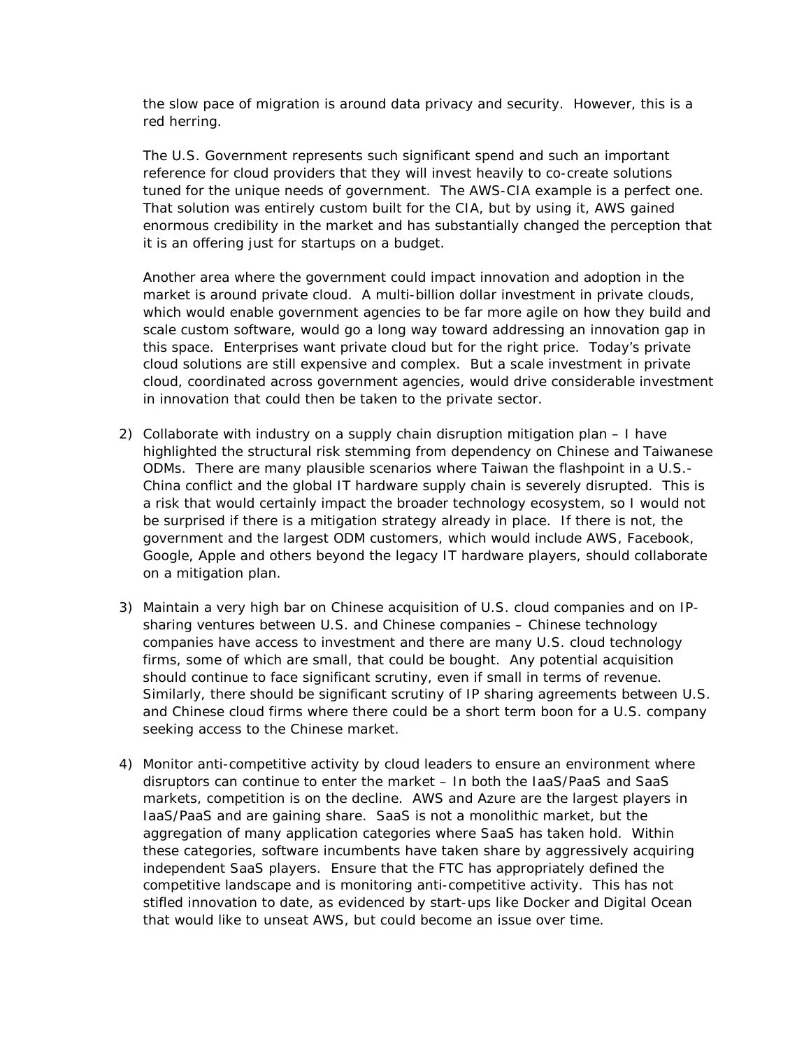the slow pace of migration is around data privacy and security. However, this is a red herring.

The U.S. Government represents such significant spend and such an important reference for cloud providers that they will invest heavily to co-create solutions tuned for the unique needs of government. The AWS-CIA example is a perfect one. That solution was entirely custom built for the CIA, but by using it, AWS gained enormous credibility in the market and has substantially changed the perception that it is an offering just for startups on a budget.

Another area where the government could impact innovation and adoption in the market is around private cloud. A multi-billion dollar investment in private clouds, which would enable government agencies to be far more agile on how they build and scale custom software, would go a long way toward addressing an innovation gap in this space. Enterprises want private cloud but for the right price. Today's private cloud solutions are still expensive and complex. But a scale investment in private cloud, coordinated across government agencies, would drive considerable investment in innovation that could then be taken to the private sector.

2) Collaborate with industry on a supply chain disruption mitigation plan – I have highlighted the structural risk stemming from dependency on Chinese and Taiwanese ODMs. There are many plausible scenarios where Taiwan the flashpoint in a U.S.-China conflict and the global IT hardware supply chain is severely disrupted. This is a risk that would certainly impact the broader technology ecosystem, so I would not be surprised if there is a mitigation strategy already in place. If there is not, the government and the largest ODM customers, which would include AWS, Facebook, Google, Apple and others beyond the legacy IT hardware players, should collaborate on a mitigation plan.

3) Maintain a very high bar on Chinese acquisition of U.S. cloud companies and on IP-sharing ventures between U.S. and Chinese companies – Chinese technology companies have access to investment and there are many U.S. cloud technology firms, some of which are small, that could be bought. Any potential acquisition should continue to face significant scrutiny, even if small in terms of revenue. Similarly, there should be significant scrutiny of IP sharing agreements between U.S. and Chinese cloud firms where there could be a short term boon for a U.S. company seeking access to the Chinese market.

4) Monitor anti-competitive activity by cloud leaders to ensure an environment where disruptors can continue to enter the market – In both the IaaS/PaaS and SaaS markets, competition is on the decline. AWS and Azure are the largest players in IaaS/PaaS and are gaining share. SaaS is not a monolithic market, but the aggregation of many application categories where SaaS has taken hold. Within these categories, software incumbents have taken share by aggressively acquiring independent SaaS players. Ensure that the FTC has appropriately defined the competitive landscape and is monitoring anti-competitive activity. This has not stifled innovation to date, as evidenced by start-ups like Docker and Digital Ocean that would like to unseat AWS, but could become an issue over time.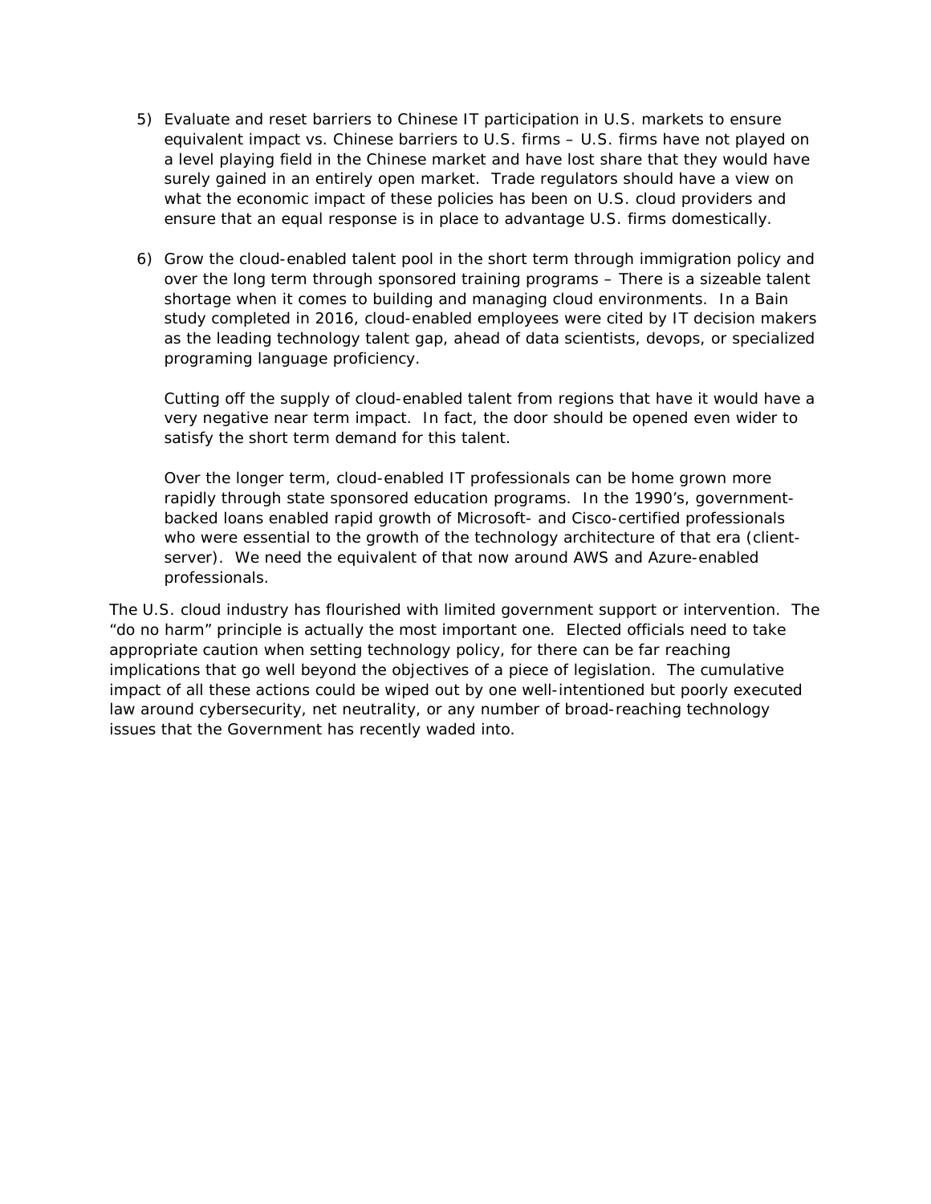5) Evaluate and reset barriers to Chinese IT participation in U.S. markets to ensure equivalent impact vs. Chinese barriers to U.S. firms – U.S. firms have not played on a level playing field in the Chinese market and have lost share that they would have surely gained in an entirely open market. Trade regulators should have a view on what the economic impact of these policies has been on U.S. cloud providers and ensure that an equal response is in place to advantage U.S. firms domestically.

6) Grow the cloud-enabled talent pool in the short term through immigration policy and over the long term through sponsored training programs – There is a sizeable talent shortage when it comes to building and managing cloud environments. In a Bain study completed in 2016, cloud-enabled employees were cited by IT decision makers as the leading technology talent gap, ahead of data scientists, devops, or specialized programing language proficiency.

   Cutting off the supply of cloud-enabled talent from regions that have it would have a very negative near term impact. In fact, the door should be opened even wider to satisfy the short term demand for this talent.

   Over the longer term, cloud-enabled IT professionals can be home grown more rapidly through state sponsored education programs. In the 1990's, government-backed loans enabled rapid growth of Microsoft- and Cisco-certified professionals who were essential to the growth of the technology architecture of that era (client-server). We need the equivalent of that now around AWS and Azure-enabled professionals.

The U.S. cloud industry has flourished with limited government support or intervention. The "do no harm" principle is actually the most important one. Elected officials need to take appropriate caution when setting technology policy, for there can be far reaching implications that go well beyond the objectives of a piece of legislation. The cumulative impact of all these actions could be wiped out by one well-intentioned but poorly executed law around cybersecurity, net neutrality, or any number of broad-reaching technology issues that the Government has recently waded into.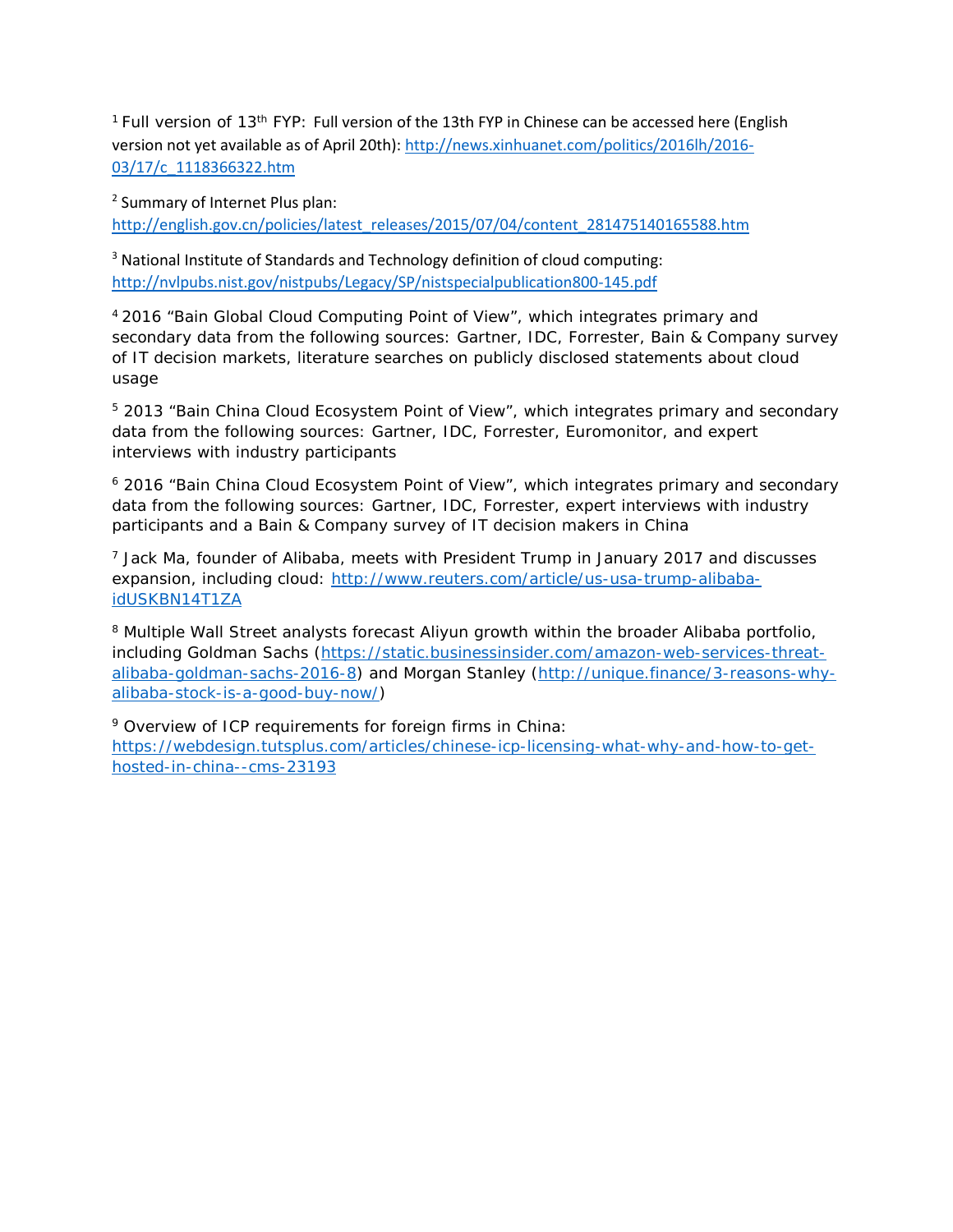[1] Full version of 13th FYP: Full version of the 13th FYP in Chinese can be accessed here (English version not yet available as of April 20th): http://news.xinhuanet.com/politics/2016lh/2016-03/17/c_1118366322.htm

[2] Summary of Internet Plus plan: http://english.gov.cn/policies/latest_releases/2015/07/04/content_281475140165588.htm

[3] National Institute of Standards and Technology definition of cloud computing: http://nvlpubs.nist.gov/nistpubs/Legacy/SP/nistspecialpublication800-145.pdf

[4] 2016 "Bain Global Cloud Computing Point of View", which integrates primary and secondary data from the following sources: Gartner, IDC, Forrester, Bain & Company survey of IT decision markets, literature searches on publicly disclosed statements about cloud usage

[5] 2013 "Bain China Cloud Ecosystem Point of View", which integrates primary and secondary data from the following sources: Gartner, IDC, Forrester, Euromonitor, and expert interviews with industry participants

[6] 2016 "Bain China Cloud Ecosystem Point of View", which integrates primary and secondary data from the following sources: Gartner, IDC, Forrester, expert interviews with industry participants and a Bain & Company survey of IT decision makers in China

[7] Jack Ma, founder of Alibaba, meets with President Trump in January 2017 and discusses expansion, including cloud: http://www.reuters.com/article/us-usa-trump-alibaba-idUSKBN14T1ZA

[8] Multiple Wall Street analysts forecast Aliyun growth within the broader Alibaba portfolio, including Goldman Sachs (https://static.businessinsider.com/amazon-web-services-threat-alibaba-goldman-sachs-2016-8) and Morgan Stanley (http://unique.finance/3-reasons-why-alibaba-stock-is-a-good-buy-now/)

[9] Overview of ICP requirements for foreign firms in China: https://webdesign.tutsplus.com/articles/chinese-icp-licensing-what-why-and-how-to-get-hosted-in-china--cms-23193